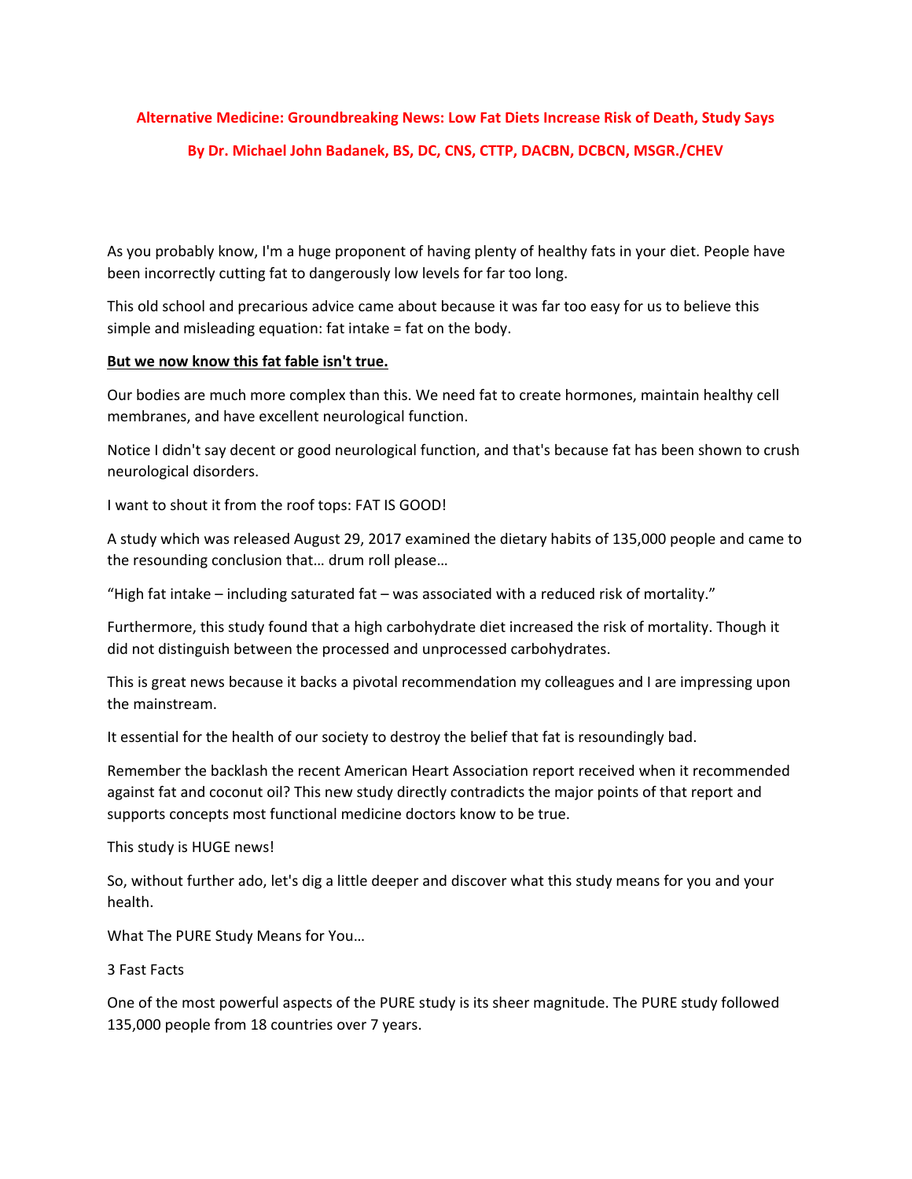# Alternative Medicine: Groundbreaking News: Low Fat Diets Increase Risk of Death, Study Says

**By Dr. Michael John Badanek, BS, DC, CNS, CTTP, DACBN, DCBCN, MSGR./CHEV**

As you probably know, I'm a huge proponent of having plenty of healthy fats in your diet. People have been incorrectly cutting fat to dangerously low levels for far too long.

This old school and precarious advice came about because it was far too easy for us to believe this simple and misleading equation: fat intake = fat on the body.

**<u>But we now know this fat fable isn't true.</u>**

Our bodies are much more complex than this. We need fat to create hormones, maintain healthy cell membranes, and have excellent neurological function.

Notice I didn't say decent or good neurological function, and that's because fat has been shown to crush neurological disorders.

I want to shout it from the roof tops: FAT IS GOOD!

A study which was released August 29, 2017 examined the dietary habits of 135,000 people and came to the resounding conclusion that… drum roll please…

"High fat intake – including saturated fat – was associated with a reduced risk of mortality."

Furthermore, this study found that a high carbohydrate diet increased the risk of mortality. Though it did not distinguish between the processed and unprocessed carbohydrates.

This is great news because it backs a pivotal recommendation my colleagues and I are impressing upon the mainstream.

It essential for the health of our society to destroy the belief that fat is resoundingly bad.

Remember the backlash the recent American Heart Association report received when it recommended against fat and coconut oil? This new study directly contradicts the major points of that report and supports concepts most functional medicine doctors know to be true.

This study is HUGE news!

So, without further ado, let's dig a little deeper and discover what this study means for you and your health.

What The PURE Study Means for You…

3 Fast Facts

One of the most powerful aspects of the PURE study is its sheer magnitude. The PURE study followed 135,000 people from 18 countries over 7 years.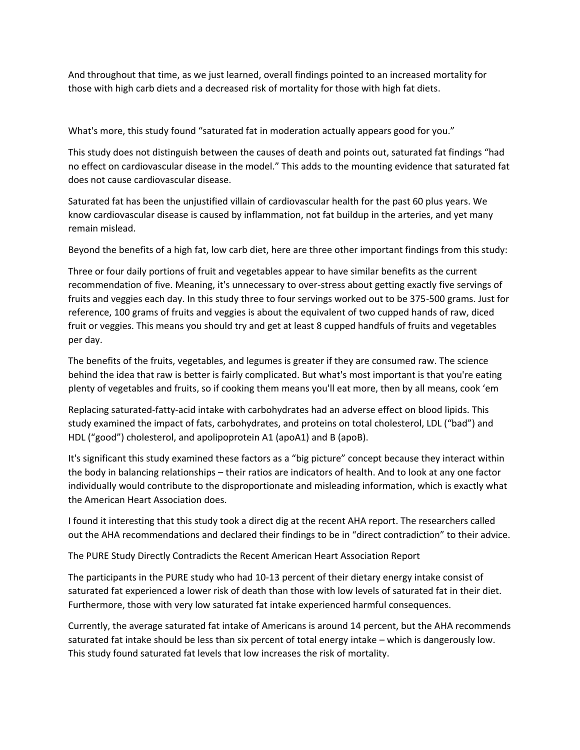And throughout that time, as we just learned, overall findings pointed to an increased mortality for those with high carb diets and a decreased risk of mortality for those with high fat diets.

What's more, this study found "saturated fat in moderation actually appears good for you."

This study does not distinguish between the causes of death and points out, saturated fat findings "had no effect on cardiovascular disease in the model." This adds to the mounting evidence that saturated fat does not cause cardiovascular disease.

Saturated fat has been the unjustified villain of cardiovascular health for the past 60 plus years. We know cardiovascular disease is caused by inflammation, not fat buildup in the arteries, and yet many remain mislead.

Beyond the benefits of a high fat, low carb diet, here are three other important findings from this study:

Three or four daily portions of fruit and vegetables appear to have similar benefits as the current recommendation of five. Meaning, it's unnecessary to over-stress about getting exactly five servings of fruits and veggies each day. In this study three to four servings worked out to be 375-500 grams. Just for reference, 100 grams of fruits and veggies is about the equivalent of two cupped hands of raw, diced fruit or veggies. This means you should try and get at least 8 cupped handfuls of fruits and vegetables per day.

The benefits of the fruits, vegetables, and legumes is greater if they are consumed raw. The science behind the idea that raw is better is fairly complicated. But what's most important is that you're eating plenty of vegetables and fruits, so if cooking them means you'll eat more, then by all means, cook 'em

Replacing saturated-fatty-acid intake with carbohydrates had an adverse effect on blood lipids. This study examined the impact of fats, carbohydrates, and proteins on total cholesterol, LDL ("bad") and HDL ("good") cholesterol, and apolipoprotein A1 (apoA1) and B (apoB).

It's significant this study examined these factors as a "big picture" concept because they interact within the body in balancing relationships – their ratios are indicators of health. And to look at any one factor individually would contribute to the disproportionate and misleading information, which is exactly what the American Heart Association does.

I found it interesting that this study took a direct dig at the recent AHA report. The researchers called out the AHA recommendations and declared their findings to be in "direct contradiction" to their advice.

The PURE Study Directly Contradicts the Recent American Heart Association Report

The participants in the PURE study who had 10-13 percent of their dietary energy intake consist of saturated fat experienced a lower risk of death than those with low levels of saturated fat in their diet. Furthermore, those with very low saturated fat intake experienced harmful consequences.

Currently, the average saturated fat intake of Americans is around 14 percent, but the AHA recommends saturated fat intake should be less than six percent of total energy intake – which is dangerously low. This study found saturated fat levels that low increases the risk of mortality.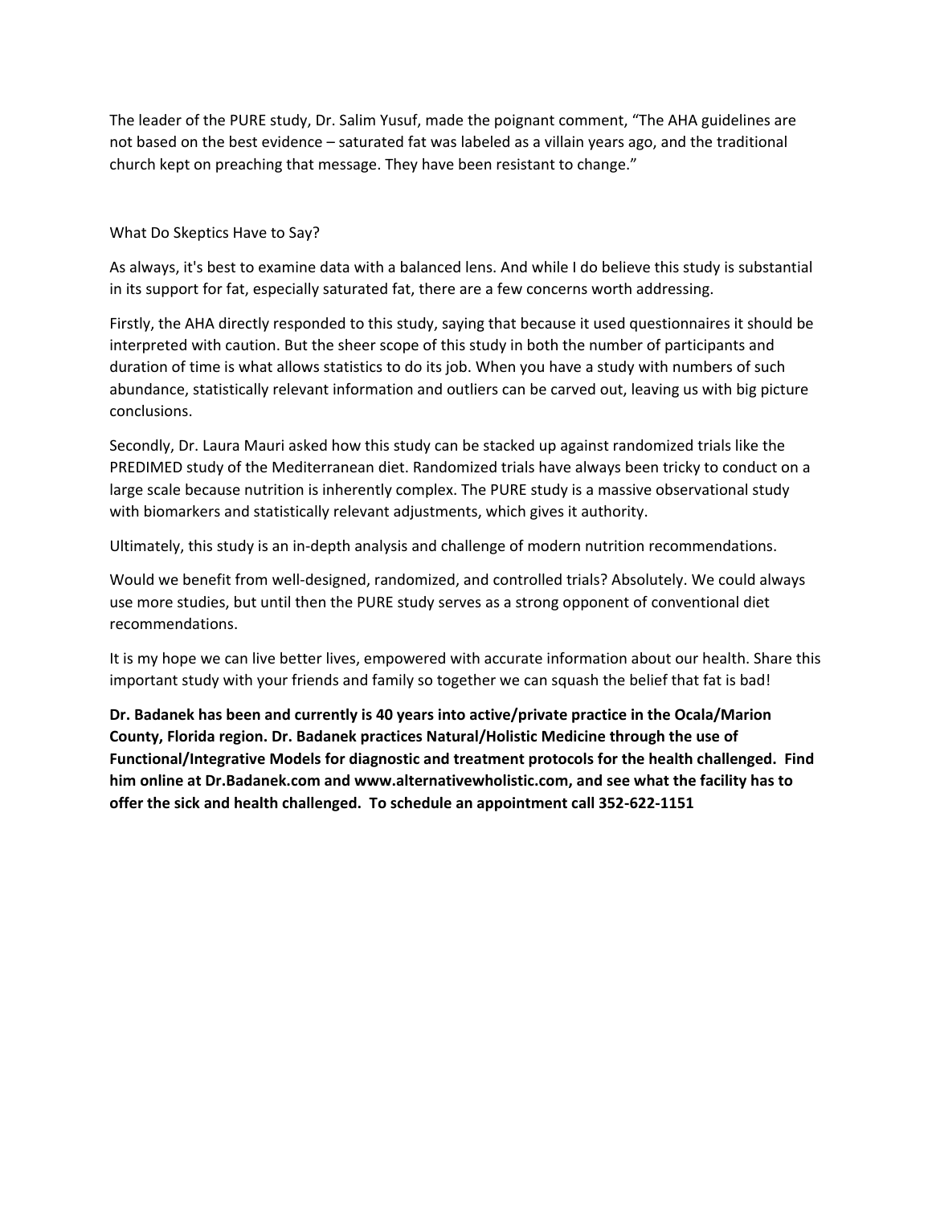The leader of the PURE study, Dr. Salim Yusuf, made the poignant comment, "The AHA guidelines are not based on the best evidence – saturated fat was labeled as a villain years ago, and the traditional church kept on preaching that message. They have been resistant to change."

## What Do Skeptics Have to Say?

As always, it's best to examine data with a balanced lens. And while I do believe this study is substantial in its support for fat, especially saturated fat, there are a few concerns worth addressing.

Firstly, the AHA directly responded to this study, saying that because it used questionnaires it should be interpreted with caution. But the sheer scope of this study in both the number of participants and duration of time is what allows statistics to do its job. When you have a study with numbers of such abundance, statistically relevant information and outliers can be carved out, leaving us with big picture conclusions.

Secondly, Dr. Laura Mauri asked how this study can be stacked up against randomized trials like the PREDIMED study of the Mediterranean diet. Randomized trials have always been tricky to conduct on a large scale because nutrition is inherently complex. The PURE study is a massive observational study with biomarkers and statistically relevant adjustments, which gives it authority.

Ultimately, this study is an in-depth analysis and challenge of modern nutrition recommendations.

Would we benefit from well-designed, randomized, and controlled trials? Absolutely. We could always use more studies, but until then the PURE study serves as a strong opponent of conventional diet recommendations.

It is my hope we can live better lives, empowered with accurate information about our health. Share this important study with your friends and family so together we can squash the belief that fat is bad!

**Dr. Badanek has been and currently is 40 years into active/private practice in the Ocala/Marion County, Florida region. Dr. Badanek practices Natural/Holistic Medicine through the use of Functional/Integrative Models for diagnostic and treatment protocols for the health challenged. Find him online at Dr.Badanek.com and www.alternativewholistic.com, and see what the facility has to offer the sick and health challenged. To schedule an appointment call 352-622-1151**